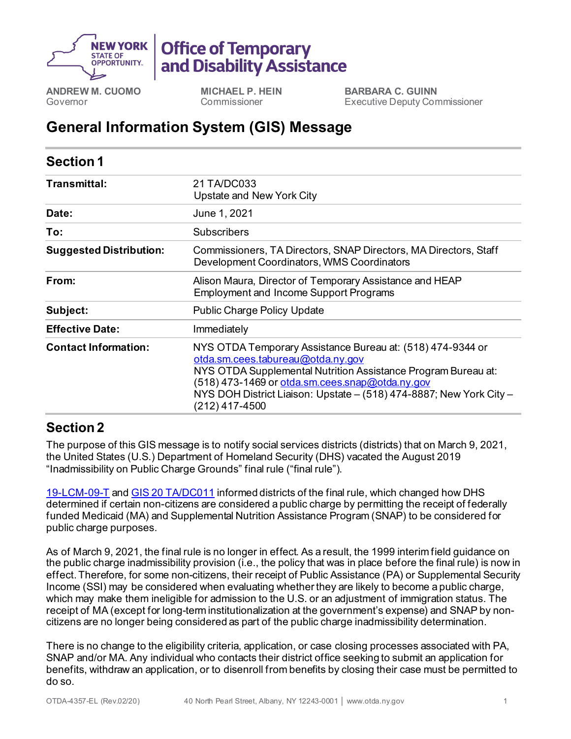NEW YORK STATE OF OPPORTUNITY | **Office of Temporary and Disability Assistance**

**ANDREW M. CUOMO**
Governor

**MICHAEL P. HEIN**
Commissioner

**BARBARA C. GUINN**
Executive Deputy Commissioner

# General Information System (GIS) Message

## Section 1

| | |
|---|---|
| **Transmittal:** | 21 TA/DC033<br>Upstate and New York City |
| **Date:** | June 1, 2021 |
| **To:** | Subscribers |
| **Suggested Distribution:** | Commissioners, TA Directors, SNAP Directors, MA Directors, Staff Development Coordinators, WMS Coordinators |
| **From:** | Alison Maura, Director of Temporary Assistance and HEAP Employment and Income Support Programs |
| **Subject:** | Public Charge Policy Update |
| **Effective Date:** | Immediately |
| **Contact Information:** | NYS OTDA Temporary Assistance Bureau at: (518) 474-9344 or otda.sm.cees.tabureau@otda.ny.gov<br>NYS OTDA Supplemental Nutrition Assistance Program Bureau at: (518) 473-1469 or otda.sm.cees.snap@otda.ny.gov<br>NYS DOH District Liaison: Upstate – (518) 474-8887; New York City – (212) 417-4500 |

## Section 2

The purpose of this GIS message is to notify social services districts (districts) that on March 9, 2021, the United States (U.S.) Department of Homeland Security (DHS) vacated the August 2019 "Inadmissibility on Public Charge Grounds" final rule ("final rule").

19-LCM-09-T and GIS 20 TA/DC011 informed districts of the final rule, which changed how DHS determined if certain non-citizens are considered a public charge by permitting the receipt of federally funded Medicaid (MA) and Supplemental Nutrition Assistance Program (SNAP) to be considered for public charge purposes.

As of March 9, 2021, the final rule is no longer in effect. As a result, the 1999 interim field guidance on the public charge inadmissibility provision (i.e., the policy that was in place before the final rule) is now in effect. Therefore, for some non-citizens, their receipt of Public Assistance (PA) or Supplemental Security Income (SSI) may be considered when evaluating whether they are likely to become a public charge, which may make them ineligible for admission to the U.S. or an adjustment of immigration status. The receipt of MA (except for long-term institutionalization at the government's expense) and SNAP by non-citizens are no longer being considered as part of the public charge inadmissibility determination.

There is no change to the eligibility criteria, application, or case closing processes associated with PA, SNAP and/or MA. Any individual who contacts their district office seeking to submit an application for benefits, withdraw an application, or to disenroll from benefits by closing their case must be permitted to do so.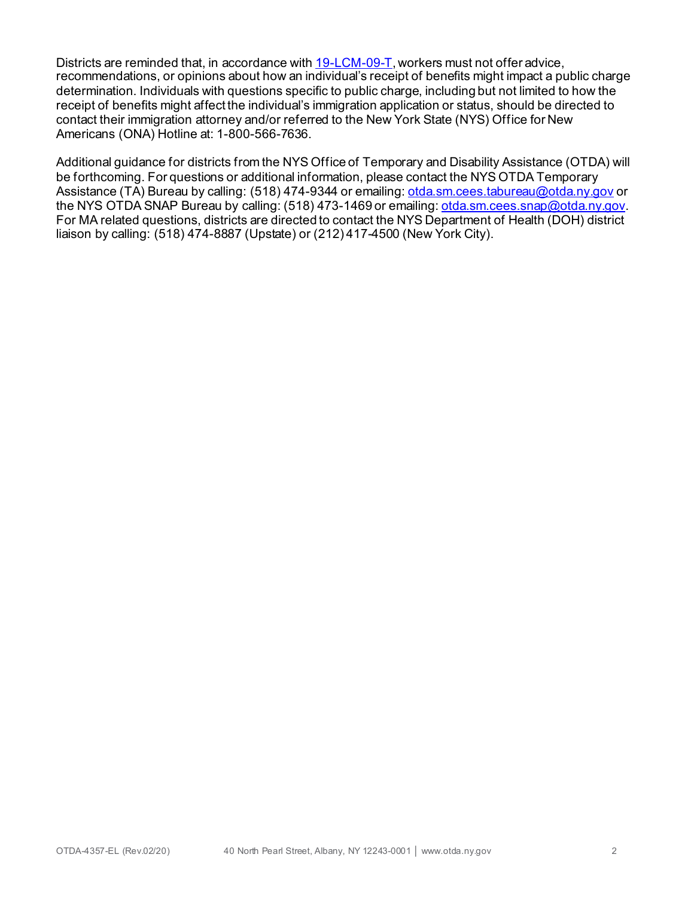Districts are reminded that, in accordance with [19-LCM-09-T](), workers must not offer advice, recommendations, or opinions about how an individual's receipt of benefits might impact a public charge determination. Individuals with questions specific to public charge, including but not limited to how the receipt of benefits might affect the individual's immigration application or status, should be directed to contact their immigration attorney and/or referred to the New York State (NYS) Office for New Americans (ONA) Hotline at: 1-800-566-7636.

Additional guidance for districts from the NYS Office of Temporary and Disability Assistance (OTDA) will be forthcoming. For questions or additional information, please contact the NYS OTDA Temporary Assistance (TA) Bureau by calling: (518) 474-9344 or emailing: otda.sm.cees.tabureau@otda.ny.gov or the NYS OTDA SNAP Bureau by calling: (518) 473-1469 or emailing: otda.sm.cees.snap@otda.ny.gov. For MA related questions, districts are directed to contact the NYS Department of Health (DOH) district liaison by calling: (518) 474-8887 (Upstate) or (212) 417-4500 (New York City).